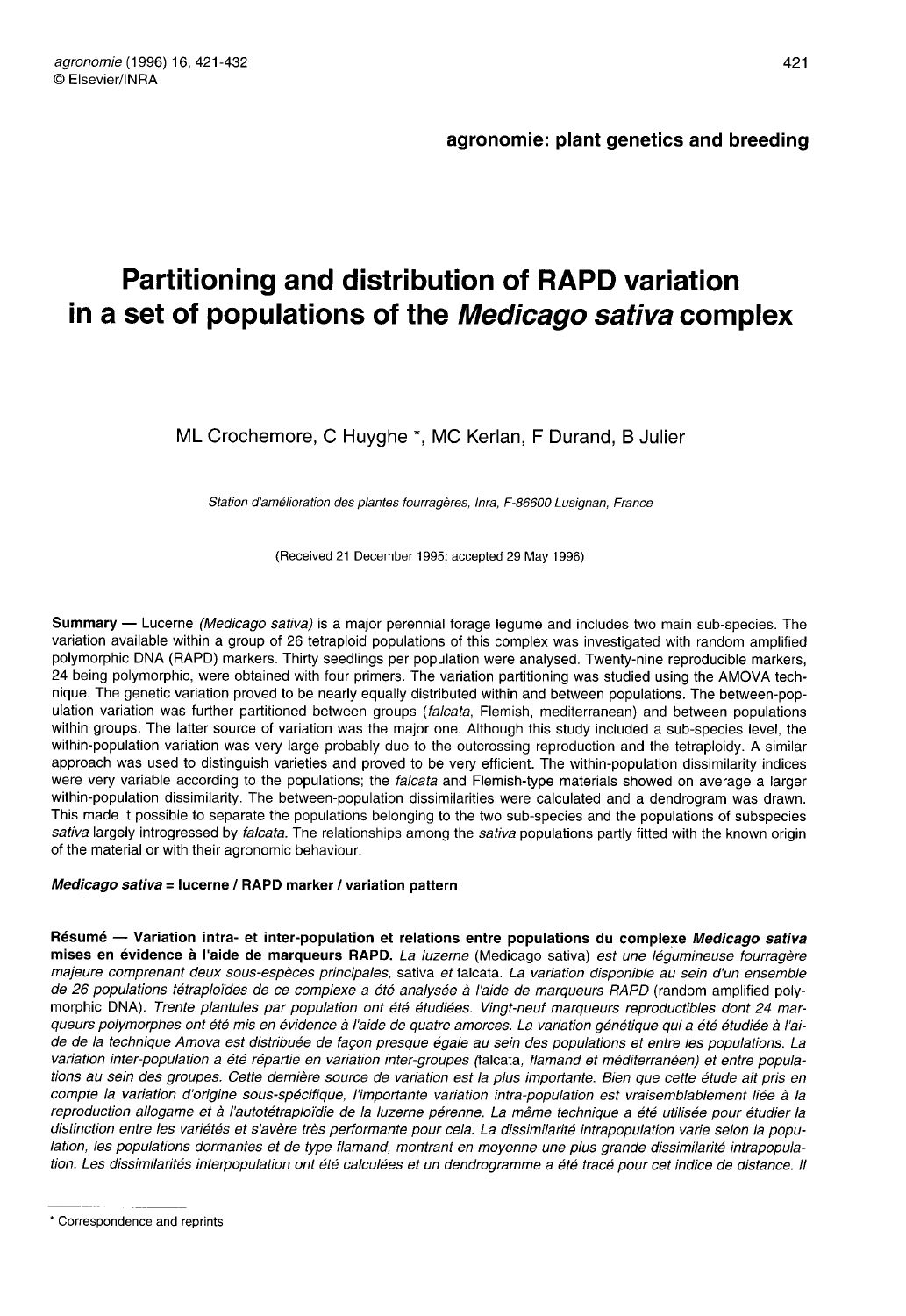agronomie: plant genetics and breeding

# Partitioning and distribution of RAPD variation in a set of populations of the *Medicago sativa* complex

ML Crochemore, C Huyghe *, MC Kerlan, F Durand, B Julier

*Station d'amélioration des plantes fourragères, Inra, F-86600 Lusignan, France*

(Received 21 December 1995; accepted 29 May 1996)

**Summary** — Lucerne *(Medicago sativa)* is a major perennial forage legume and includes two main sub-species. The variation available within a group of 26 tetraploid populations of this complex was investigated with random amplified polymorphic DNA (RAPD) markers. Thirty seedlings per population were analysed. Twenty-nine reproducible markers, 24 being polymorphic, were obtained with four primers. The variation partitioning was studied using the AMOVA technique. The genetic variation proved to be nearly equally distributed within and between populations. The between-population variation was further partitioned between groups (*falcata*, Flemish, mediterranean) and between populations within groups. The latter source of variation was the major one. Although this study included a sub-species level, the within-population variation was very large probably due to the outcrossing reproduction and the tetraploidy. A similar approach was used to distinguish varieties and proved to be very efficient. The within-population dissimilarity indices were very variable according to the populations; the *falcata* and Flemish-type materials showed on average a larger within-population dissimilarity. The between-population dissimilarities were calculated and a dendrogram was drawn. This made it possible to separate the populations belonging to the two sub-species and the populations of subspecies *sativa* largely introgressed by *falcata*. The relationships among the *sativa* populations partly fitted with the known origin of the material or with their agronomic behaviour.

***Medicago sativa* = lucerne / RAPD marker / variation pattern**

**Résumé — Variation intra- et inter-population et relations entre populations du complexe *Medicago sativa* mises en évidence à l'aide de marqueurs RAPD.** *La luzerne* (Medicago sativa) *est une légumineuse fourragère majeure comprenant deux sous-espèces principales,* sativa *et* falcata. *La variation disponible au sein d'un ensemble de 26 populations tétraploïdes de ce complexe a été analysée à l'aide de marqueurs RAPD* (random amplified polymorphic DNA). *Trente plantules par population ont été étudiées. Vingt-neuf marqueurs reproductibles dont 24 marqueurs polymorphes ont été mis en évidence à l'aide de quatre amorces. La variation génétique qui a été étudiée à l'aide de la technique Amova est distribuée de façon presque égale au sein des populations et entre les populations. La variation inter-population a été répartie en variation inter-groupes* (falcata, *flamand et méditerranéen) et entre populations au sein des groupes. Cette dernière source de variation est la plus importante. Bien que cette étude ait pris en compte la variation d'origine sous-spécifique, l'importante variation intra-population est vraisemblablement liée à la reproduction allogame et à l'autotétraploïdie de la luzerne pérenne. La même technique a été utilisée pour étudier la distinction entre les variétés et s'avère très performante pour cela. La dissimilarité intrapopulation varie selon la population, les populations dormantes et de type flamand, montrant en moyenne une plus grande dissimilarité intrapopulation. Les dissimilarités interpopulation ont été calculées et un dendrogramme a été tracé pour cet indice de distance. Il*

---

\* Correspondence and reprints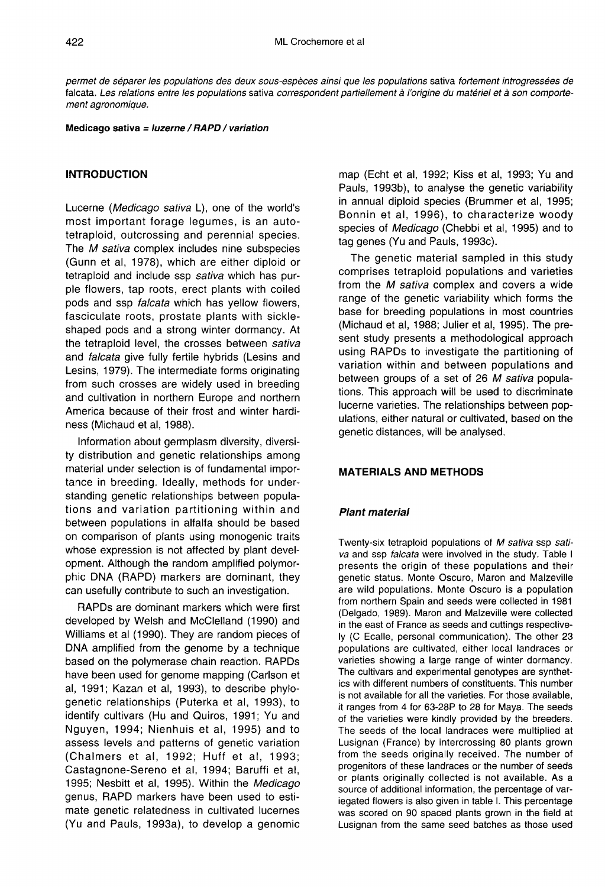*permet de séparer les populations des deux sous-espèces ainsi que les populations* sativa *fortement introgressées de* falcata. *Les relations entre les populations* sativa *correspondent partiellement à l'origine du matériel et à son comportement agronomique.*

**Medicago sativa = *luzerne / RAPD / variation***

## INTRODUCTION

Lucerne (*Medicago sativa* L), one of the world's most important forage legumes, is an autotetraploid, outcrossing and perennial species. The *M sativa* complex includes nine subspecies (Gunn et al, 1978), which are either diploid or tetraploid and include ssp *sativa* which has purple flowers, tap roots, erect plants with coiled pods and ssp *falcata* which has yellow flowers, fasciculate roots, prostate plants with sickle-shaped pods and a strong winter dormancy. At the tetraploid level, the crosses between *sativa* and *falcata* give fully fertile hybrids (Lesins and Lesins, 1979). The intermediate forms originating from such crosses are widely used in breeding and cultivation in northern Europe and northern America because of their frost and winter hardiness (Michaud et al, 1988).

Information about germplasm diversity, diversity distribution and genetic relationships among material under selection is of fundamental importance in breeding. Ideally, methods for understanding genetic relationships between populations and variation partitioning within and between populations in alfalfa should be based on comparison of plants using monogenic traits whose expression is not affected by plant development. Although the random amplified polymorphic DNA (RAPD) markers are dominant, they can usefully contribute to such an investigation.

RAPDs are dominant markers which were first developed by Welsh and McClelland (1990) and Williams et al (1990). They are random pieces of DNA amplified from the genome by a technique based on the polymerase chain reaction. RAPDs have been used for genome mapping (Carlson et al, 1991; Kazan et al, 1993), to describe phylogenetic relationships (Puterka et al, 1993), to identify cultivars (Hu and Quiros, 1991; Yu and Nguyen, 1994; Nienhuis et al, 1995) and to assess levels and patterns of genetic variation (Chalmers et al, 1992; Huff et al, 1993; Castagnone-Sereno et al, 1994; Baruffi et al, 1995; Nesbitt et al, 1995). Within the *Medicago* genus, RAPD markers have been used to estimate genetic relatedness in cultivated lucernes (Yu and Pauls, 1993a), to develop a genomic map (Echt et al, 1992; Kiss et al, 1993; Yu and Pauls, 1993b), to analyse the genetic variability in annual diploid species (Brummer et al, 1995; Bonnin et al, 1996), to characterize woody species of *Medicago* (Chebbi et al, 1995) and to tag genes (Yu and Pauls, 1993c).

The genetic material sampled in this study comprises tetraploid populations and varieties from the *M sativa* complex and covers a wide range of the genetic variability which forms the base for breeding populations in most countries (Michaud et al, 1988; Julier et al, 1995). The present study presents a methodological approach using RAPDs to investigate the partitioning of variation within and between populations and between groups of a set of 26 *M sativa* populations. This approach will be used to discriminate lucerne varieties. The relationships between populations, either natural or cultivated, based on the genetic distances, will be analysed.

## MATERIALS AND METHODS

### *Plant material*

Twenty-six tetraploid populations of *M sativa* ssp *sativa* and ssp *falcata* were involved in the study. Table I presents the origin of these populations and their genetic status. Monte Oscuro, Maron and Malzeville are wild populations. Monte Oscuro is a population from northern Spain and seeds were collected in 1981 (Delgado, 1989). Maron and Malzeville were collected in the east of France as seeds and cuttings respectively (C Ecalle, personal communication). The other 23 populations are cultivated, either local landraces or varieties showing a large range of winter dormancy. The cultivars and experimental genotypes are synthetics with different numbers of constituents. This number is not available for all the varieties. For those available, it ranges from 4 for 63-28P to 28 for Maya. The seeds of the varieties were kindly provided by the breeders. The seeds of the local landraces were multiplied at Lusignan (France) by intercrossing 80 plants grown from the seeds originally received. The number of progenitors of these landraces or the number of seeds or plants originally collected is not available. As a source of additional information, the percentage of variegated flowers is also given in table I. This percentage was scored on 90 spaced plants grown in the field at Lusignan from the same seed batches as those used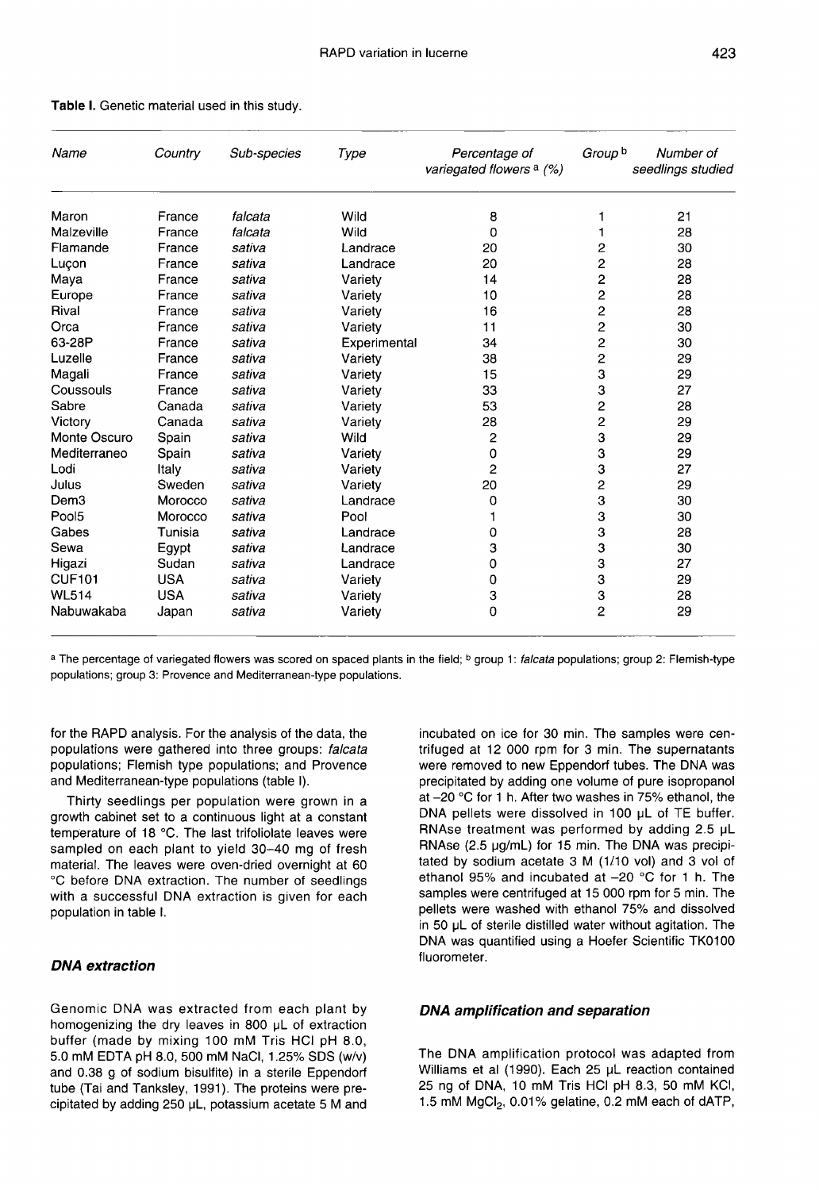**Table I.** Genetic material used in this study.

| Name | Country | Sub-species | Type | Percentage of variegated flowers [a] (%) | Group [b] | Number of seedlings studied |
|---|---|---|---|---|---|---|
| Maron | France | *falcata* | Wild | 8 | 1 | 21 |
| Malzeville | France | *falcata* | Wild | 0 | 1 | 28 |
| Flamande | France | *sativa* | Landrace | 20 | 2 | 30 |
| Luçon | France | *sativa* | Landrace | 20 | 2 | 28 |
| Maya | France | *sativa* | Variety | 14 | 2 | 28 |
| Europe | France | *sativa* | Variety | 10 | 2 | 28 |
| Rival | France | *sativa* | Variety | 16 | 2 | 28 |
| Orca | France | *sativa* | Variety | 11 | 2 | 30 |
| 63-28P | France | *sativa* | Experimental | 34 | 2 | 30 |
| Luzelle | France | *sativa* | Variety | 38 | 2 | 29 |
| Magali | France | *sativa* | Variety | 15 | 3 | 29 |
| Coussouls | France | *sativa* | Variety | 33 | 3 | 27 |
| Sabre | Canada | *sativa* | Variety | 53 | 2 | 28 |
| Victory | Canada | *sativa* | Variety | 28 | 2 | 29 |
| Monte Oscuro | Spain | *sativa* | Wild | 2 | 3 | 29 |
| Mediterraneo | Spain | *sativa* | Variety | 0 | 3 | 29 |
| Lodi | Italy | *sativa* | Variety | 2 | 3 | 27 |
| Julus | Sweden | *sativa* | Variety | 20 | 2 | 29 |
| Dem3 | Morocco | *sativa* | Landrace | 0 | 3 | 30 |
| Pool5 | Morocco | *sativa* | Pool | 1 | 3 | 30 |
| Gabes | Tunisia | *sativa* | Landrace | 0 | 3 | 28 |
| Sewa | Egypt | *sativa* | Landrace | 3 | 3 | 30 |
| Higazi | Sudan | *sativa* | Landrace | 0 | 3 | 27 |
| CUF101 | USA | *sativa* | Variety | 0 | 3 | 29 |
| WL514 | USA | *sativa* | Variety | 3 | 3 | 28 |
| Nabuwakaba | Japan | *sativa* | Variety | 0 | 2 | 29 |

[a] The percentage of variegated flowers was scored on spaced plants in the field; [b] group 1: *falcata* populations; group 2: Flemish-type populations; group 3: Provence and Mediterranean-type populations.

for the RAPD analysis. For the analysis of the data, the populations were gathered into three groups: *falcata* populations; Flemish type populations; and Provence and Mediterranean-type populations (table I).

Thirty seedlings per population were grown in a growth cabinet set to a continuous light at a constant temperature of 18 °C. The last trifoliolate leaves were sampled on each plant to yield 30–40 mg of fresh material. The leaves were oven-dried overnight at 60 °C before DNA extraction. The number of seedlings with a successful DNA extraction is given for each population in table I.

### DNA extraction

Genomic DNA was extracted from each plant by homogenizing the dry leaves in 800 μL of extraction buffer (made by mixing 100 mM Tris HCl pH 8.0, 5.0 mM EDTA pH 8.0, 500 mM NaCl, 1.25% SDS (w/v) and 0.38 g of sodium bisulfite) in a sterile Eppendorf tube (Tai and Tanksley, 1991). The proteins were precipitated by adding 250 μL, potassium acetate 5 M and incubated on ice for 30 min. The samples were centrifuged at 12 000 rpm for 3 min. The supernatants were removed to new Eppendorf tubes. The DNA was precipitated by adding one volume of pure isopropanol at –20 °C for 1 h. After two washes in 75% ethanol, the DNA pellets were dissolved in 100 μL of TE buffer. RNAse treatment was performed by adding 2.5 μL RNAse (2.5 μg/mL) for 15 min. The DNA was precipitated by sodium acetate 3 M (1/10 vol) and 3 vol of ethanol 95% and incubated at –20 °C for 1 h. The samples were centrifuged at 15 000 rpm for 5 min. The pellets were washed with ethanol 75% and dissolved in 50 μL of sterile distilled water without agitation. The DNA was quantified using a Hoefer Scientific TK0100 fluorometer.

### DNA amplification and separation

The DNA amplification protocol was adapted from Williams et al (1990). Each 25 μL reaction contained 25 ng of DNA, 10 mM Tris HCl pH 8.3, 50 mM KCl, 1.5 mM $MgCl_2$, 0.01% gelatine, 0.2 mM each of dATP,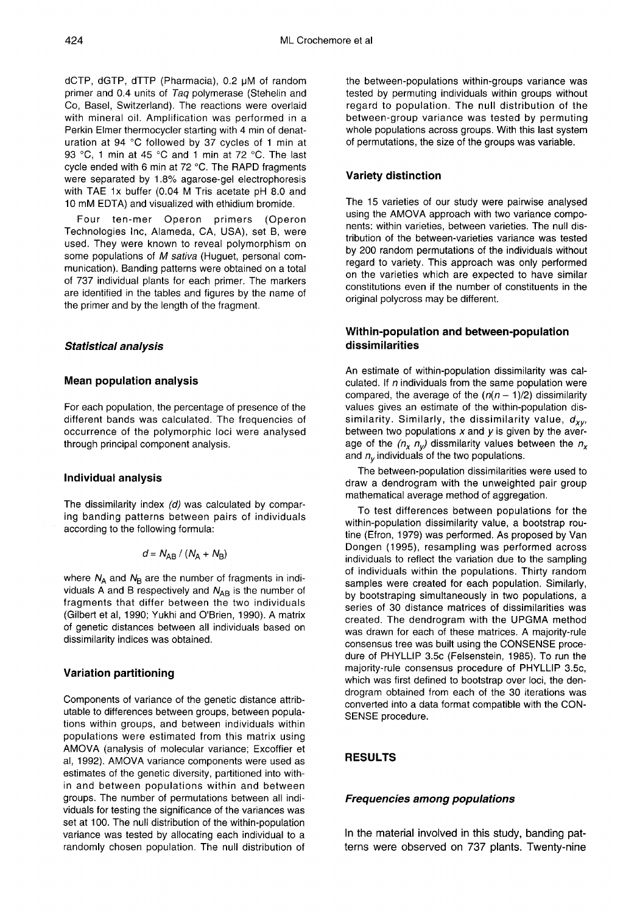dCTP, dGTP, dTTP (Pharmacia), 0.2 μM of random primer and 0.4 units of *Taq* polymerase (Stehelin and Co, Basel, Switzerland). The reactions were overlaid with mineral oil. Amplification was performed in a Perkin Elmer thermocycler starting with 4 min of denaturation at 94 °C followed by 37 cycles of 1 min at 93 °C, 1 min at 45 °C and 1 min at 72 °C. The last cycle ended with 6 min at 72 °C. The RAPD fragments were separated by 1.8% agarose-gel electrophoresis with TAE 1x buffer (0.04 M Tris acetate pH 8.0 and 10 mM EDTA) and visualized with ethidium bromide.

Four ten-mer Operon primers (Operon Technologies Inc, Alameda, CA, USA), set B, were used. They were known to reveal polymorphism on some populations of *M sativa* (Huguet, personal communication). Banding patterns were obtained on a total of 737 individual plants for each primer. The markers are identified in the tables and figures by the name of the primer and by the length of the fragment.

## *Statistical analysis*

### Mean population analysis

For each population, the percentage of presence of the different bands was calculated. The frequencies of occurrence of the polymorphic loci were analysed through principal component analysis.

### Individual analysis

The dissimilarity index *(d)* was calculated by comparing banding patterns between pairs of individuals according to the following formula:

$$d = N_{AB} / (N_A + N_B)$$

where $N_A$ and $N_B$ are the number of fragments in individuals A and B respectively and $N_{AB}$ is the number of fragments that differ between the two individuals (Gilbert et al, 1990; Yukhi and O'Brien, 1990). A matrix of genetic distances between all individuals based on dissimilarity indices was obtained.

### Variation partitioning

Components of variance of the genetic distance attributable to differences between groups, between populations within groups, and between individuals within populations were estimated from this matrix using AMOVA (analysis of molecular variance; Excoffier et al, 1992). AMOVA variance components were used as estimates of the genetic diversity, partitioned into within and between populations within and between groups. The number of permutations between all individuals for testing the significance of the variances was set at 100. The null distribution of the within-population variance was tested by allocating each individual to a randomly chosen population. The null distribution of the between-populations within-groups variance was tested by permuting individuals within groups without regard to population. The null distribution of the between-group variance was tested by permuting whole populations across groups. With this last system of permutations, the size of the groups was variable.

### Variety distinction

The 15 varieties of our study were pairwise analysed using the AMOVA approach with two variance components: within varieties, between varieties. The null distribution of the between-varieties variance was tested by 200 random permutations of the individuals without regard to variety. This approach was only performed on the varieties which are expected to have similar constitutions even if the number of constituents in the original polycross may be different.

### Within-population and between-population dissimilarities

An estimate of within-population dissimilarity was calculated. If *n* individuals from the same population were compared, the average of the $(n(n-1)/2)$ dissimilarity values gives an estimate of the within-population dissimilarity. Similarly, the dissimilarity value, $d_{xy}$, between two populations *x* and *y* is given by the average of the $(n_x\, n_y)$ dissimilarity values between the $n_x$ and $n_y$ individuals of the two populations.

The between-population dissimilarities were used to draw a dendrogram with the unweighted pair group mathematical average method of aggregation.

To test differences between populations for the within-population dissimilarity value, a bootstrap routine (Efron, 1979) was performed. As proposed by Van Dongen (1995), resampling was performed across individuals to reflect the variation due to the sampling of individuals within the populations. Thirty random samples were created for each population. Similarly, by bootstraping simultaneously in two populations, a series of 30 distance matrices of dissimilarities was created. The dendrogram with the UPGMA method was drawn for each of these matrices. A majority-rule consensus tree was built using the CONSENSE procedure of PHYLLIP 3.5c (Felsenstein, 1985). To run the majority-rule consensus procedure of PHYLLIP 3.5c, which was first defined to bootstrap over loci, the dendrogram obtained from each of the 30 iterations was converted into a data format compatible with the CONSENSE procedure.

## RESULTS

### *Frequencies among populations*

In the material involved in this study, banding patterns were observed on 737 plants. Twenty-nine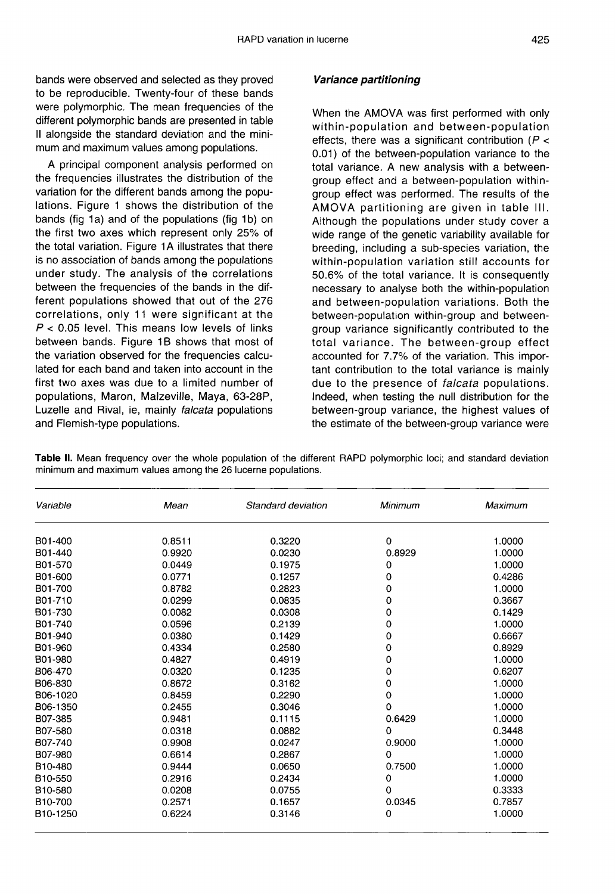bands were observed and selected as they proved to be reproducible. Twenty-four of these bands were polymorphic. The mean frequencies of the different polymorphic bands are presented in table II alongside the standard deviation and the minimum and maximum values among populations.

A principal component analysis performed on the frequencies illustrates the distribution of the variation for the different bands among the populations. Figure 1 shows the distribution of the bands (fig 1a) and of the populations (fig 1b) on the first two axes which represent only 25% of the total variation. Figure 1A illustrates that there is no association of bands among the populations under study. The analysis of the correlations between the frequencies of the bands in the different populations showed that out of the 276 correlations, only 11 were significant at the $P < 0.05$ level. This means low levels of links between bands. Figure 1B shows that most of the variation observed for the frequencies calculated for each band and taken into account in the first two axes was due to a limited number of populations, Maron, Malzeville, Maya, 63-28P, Luzelle and Rival, ie, mainly *falcata* populations and Flemish-type populations.

### *Variance partitioning*

When the AMOVA was first performed with only within-population and between-population effects, there was a significant contribution ($P < 0.01$) of the between-population variance to the total variance. A new analysis with a between-group effect and a between-population within-group effect was performed. The results of the AMOVA partitioning are given in table III. Although the populations under study cover a wide range of the genetic variability available for breeding, including a sub-species variation, the within-population variation still accounts for 50.6% of the total variance. It is consequently necessary to analyse both the within-population and between-population variations. Both the between-population within-group and between-group variance significantly contributed to the total variance. The between-group effect accounted for 7.7% of the variation. This important contribution to the total variance is mainly due to the presence of *falcata* populations. Indeed, when testing the null distribution for the between-group variance, the highest values of the estimate of the between-group variance were

**Table II.** Mean frequency over the whole population of the different RAPD polymorphic loci; and standard deviation minimum and maximum values among the 26 lucerne populations.

| *Variable* | *Mean* | *Standard deviation* | *Minimum* | *Maximum* |
|---|---|---|---|---|
| B01-400 | 0.8511 | 0.3220 | 0 | 1.0000 |
| B01-440 | 0.9920 | 0.0230 | 0.8929 | 1.0000 |
| B01-570 | 0.0449 | 0.1975 | 0 | 1.0000 |
| B01-600 | 0.0771 | 0.1257 | 0 | 0.4286 |
| B01-700 | 0.8782 | 0.2823 | 0 | 1.0000 |
| B01-710 | 0.0299 | 0.0835 | 0 | 0.3667 |
| B01-730 | 0.0082 | 0.0308 | 0 | 0.1429 |
| B01-740 | 0.0596 | 0.2139 | 0 | 1.0000 |
| B01-940 | 0.0380 | 0.1429 | 0 | 0.6667 |
| B01-960 | 0.4334 | 0.2580 | 0 | 0.8929 |
| B01-980 | 0.4827 | 0.4919 | 0 | 1.0000 |
| B06-470 | 0.0320 | 0.1235 | 0 | 0.6207 |
| B06-830 | 0.8672 | 0.3162 | 0 | 1.0000 |
| B06-1020 | 0.8459 | 0.2290 | 0 | 1.0000 |
| B06-1350 | 0.2455 | 0.3046 | 0 | 1.0000 |
| B07-385 | 0.9481 | 0.1115 | 0.6429 | 1.0000 |
| B07-580 | 0.0318 | 0.0882 | 0 | 0.3448 |
| B07-740 | 0.9908 | 0.0247 | 0.9000 | 1.0000 |
| B07-980 | 0.6614 | 0.2867 | 0 | 1.0000 |
| B10-480 | 0.9444 | 0.0650 | 0.7500 | 1.0000 |
| B10-550 | 0.2916 | 0.2434 | 0 | 1.0000 |
| B10-580 | 0.0208 | 0.0755 | 0 | 0.3333 |
| B10-700 | 0.2571 | 0.1657 | 0.0345 | 0.7857 |
| B10-1250 | 0.6224 | 0.3146 | 0 | 1.0000 |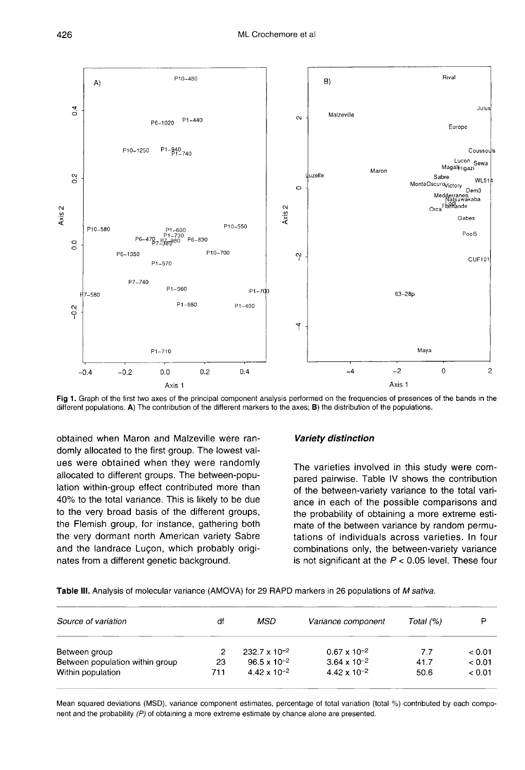**Fig 1.** Graph of the first two axes of the principal component analysis performed on the frequencies of presences of the bands in the different populations. **A)** The contribution of the different markers to the axes; **B)** the distribution of the populations.

obtained when Maron and Malzeville were randomly allocated to the first group. The lowest values were obtained when they were randomly allocated to different groups. The between-population within-group effect contributed more than 40% to the total variance. This is likely to be due to the very broad basis of the different groups, the Flemish group, for instance, gathering both the very dormant north American variety Sabre and the landrace Luçon, which probably originates from a different genetic background.

### *Variety distinction*

The varieties involved in this study were compared pairwise. Table IV shows the contribution of the between-variety variance to the total variance in each of the possible comparisons and the probability of obtaining a more extreme estimate of the between variance by random permutations of individuals across varieties. In four combinations only, the between-variety variance is not significant at the $P < 0.05$ level. These four

**Table III.** Analysis of molecular variance (AMOVA) for 29 RAPD markers in 26 populations of *M sativa*.

| *Source of variation* | df | *MSD* | *Variance component* | *Total (%)* | P |
|---|---|---|---|---|---|
| Between group | 2 | $232.7 \times 10^{-2}$ | $0.67 \times 10^{-2}$ | 7.7 | < 0.01 |
| Between population within group | 23 | $96.5 \times 10^{-2}$ | $3.64 \times 10^{-2}$ | 41.7 | < 0.01 |
| Within population | 711 | $4.42 \times 10^{-2}$ | $4.42 \times 10^{-2}$ | 50.6 | < 0.01 |

Mean squared deviations (MSD), variance component estimates, percentage of total variation (total %) contributed by each component and the probability *(P)* of obtaining a more extreme estimate by chance alone are presented.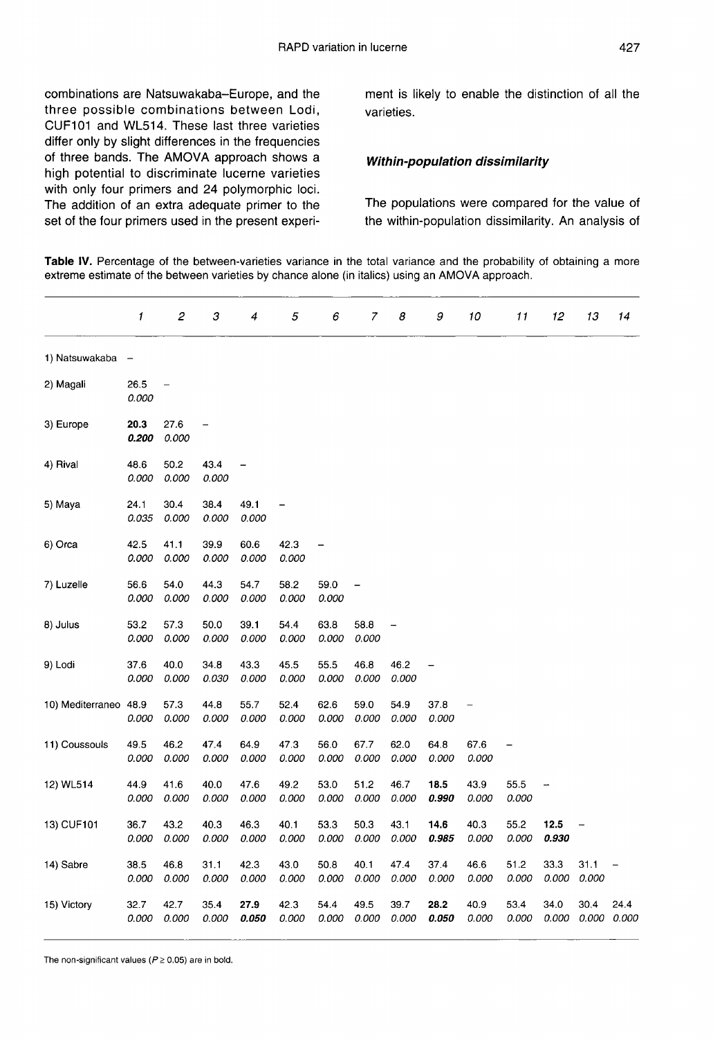combinations are Natsuwakaba–Europe, and the three possible combinations between Lodi, CUF101 and WL514. These last three varieties differ only by slight differences in the frequencies of three bands. The AMOVA approach shows a high potential to discriminate lucerne varieties with only four primers and 24 polymorphic loci. The addition of an extra adequate primer to the set of the four primers used in the present experiment is likely to enable the distinction of all the varieties.

### Within-population dissimilarity

The populations were compared for the value of the within-population dissimilarity. An analysis of

**Table IV.** Percentage of the between-varieties variance in the total variance and the probability of obtaining a more extreme estimate of the between varieties by chance alone (in italics) using an AMOVA approach.

| | *1* | *2* | *3* | *4* | *5* | *6* | *7* | *8* | *9* | *10* | *11* | *12* | *13* | *14* |
|---|---|---|---|---|---|---|---|---|---|---|---|---|---|---|
| 1) Natsuwakaba | – | | | | | | | | | | | | | |
| 2) Magali | 26.5 *0.000* | – | | | | | | | | | | | | |
| 3) Europe | **20.3** ***0.200*** | 27.6 *0.000* | – | | | | | | | | | | | |
| 4) Rival | 48.6 *0.000* | 50.2 *0.000* | 43.4 *0.000* | – | | | | | | | | | | |
| 5) Maya | 24.1 *0.035* | 30.4 *0.000* | 38.4 *0.000* | 49.1 *0.000* | – | | | | | | | | | |
| 6) Orca | 42.5 *0.000* | 41.1 *0.000* | 39.9 *0.000* | 60.6 *0.000* | 42.3 *0.000* | – | | | | | | | | |
| 7) Luzelle | 56.6 *0.000* | 54.0 *0.000* | 44.3 *0.000* | 54.7 *0.000* | 58.2 *0.000* | 59.0 *0.000* | – | | | | | | | |
| 8) Julus | 53.2 *0.000* | 57.3 *0.000* | 50.0 *0.000* | 39.1 *0.000* | 54.4 *0.000* | 63.8 *0.000* | 58.8 *0.000* | – | | | | | | |
| 9) Lodi | 37.6 *0.000* | 40.0 *0.000* | 34.8 *0.030* | 43.3 *0.000* | 45.5 *0.000* | 55.5 *0.000* | 46.8 *0.000* | 46.2 *0.000* | – | | | | | |
| 10) Mediterraneo | 48.9 *0.000* | 57.3 *0.000* | 44.8 *0.000* | 55.7 *0.000* | 52.4 *0.000* | 62.6 *0.000* | 59.0 *0.000* | 54.9 *0.000* | 37.8 *0.000* | – | | | | |
| 11) Coussouls | 49.5 *0.000* | 46.2 *0.000* | 47.4 *0.000* | 64.9 *0.000* | 47.3 *0.000* | 56.0 *0.000* | 67.7 *0.000* | 62.0 *0.000* | 64.8 *0.000* | 67.6 *0.000* | – | | | |
| 12) WL514 | 44.9 *0.000* | 41.6 *0.000* | 40.0 *0.000* | 47.6 *0.000* | 49.2 *0.000* | 53.0 *0.000* | 51.2 *0.000* | 46.7 *0.000* | **18.5** ***0.990*** | 43.9 *0.000* | 55.5 *0.000* | – | | |
| 13) CUF101 | 36.7 *0.000* | 43.2 *0.000* | 40.3 *0.000* | 46.3 *0.000* | 40.1 *0.000* | 53.3 *0.000* | 50.3 *0.000* | 43.1 *0.000* | **14.6** ***0.985*** | 40.3 *0.000* | 55.2 *0.000* | **12.5** ***0.930*** | – | |
| 14) Sabre | 38.5 *0.000* | 46.8 *0.000* | 31.1 *0.000* | 42.3 *0.000* | 43.0 *0.000* | 50.8 *0.000* | 40.1 *0.000* | 47.4 *0.000* | 37.4 *0.000* | 46.6 *0.000* | 51.2 *0.000* | 33.3 *0.000* | 31.1 *0.000* | – |
| 15) Victory | 32.7 *0.000* | 42.7 *0.000* | 35.4 *0.000* | **27.9** ***0.050*** | 42.3 *0.000* | 54.4 *0.000* | 49.5 *0.000* | 39.7 *0.000* | **28.2** ***0.050*** | 40.9 *0.000* | 53.4 *0.000* | 34.0 *0.000* | 30.4 *0.000* | 24.4 *0.000* |

The non-significant values ($P \geq 0.05$) are in bold.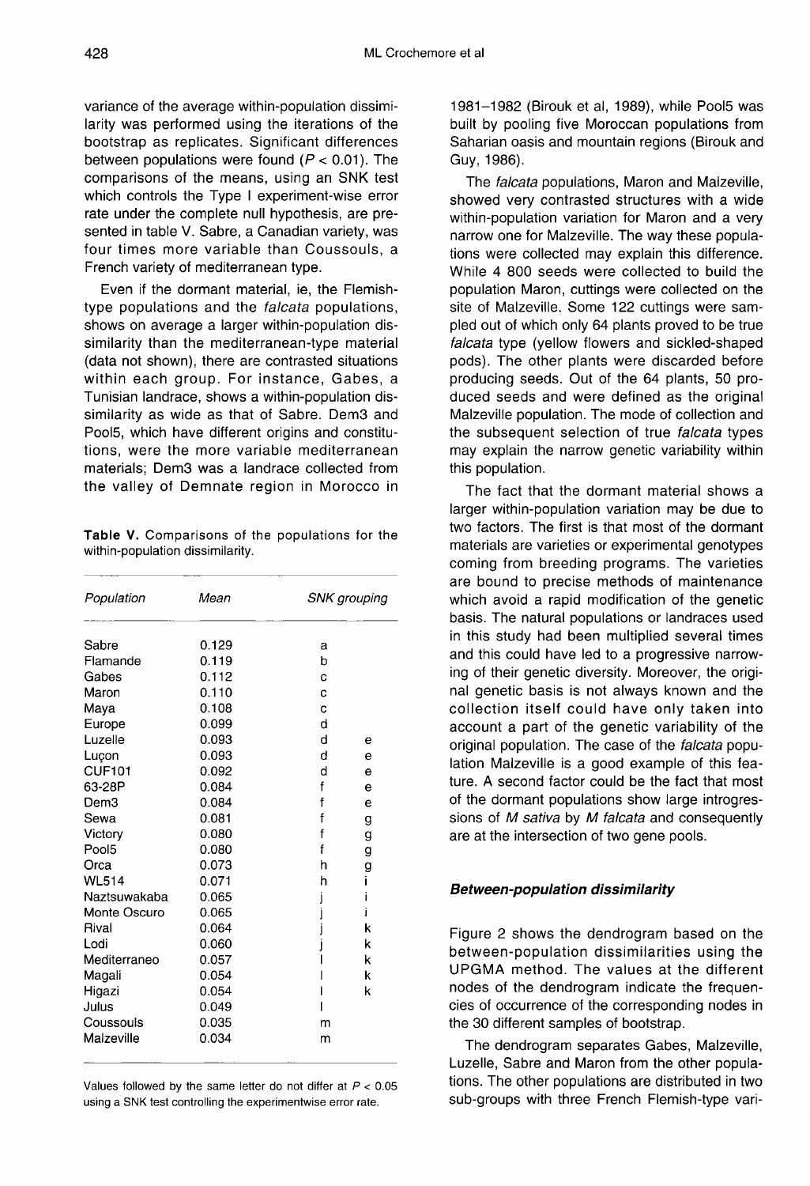variance of the average within-population dissimilarity was performed using the iterations of the bootstrap as replicates. Significant differences between populations were found ($P < 0.01$). The comparisons of the means, using an SNK test which controls the Type I experiment-wise error rate under the complete null hypothesis, are presented in table V. Sabre, a Canadian variety, was four times more variable than Coussouls, a French variety of mediterranean type.

Even if the dormant material, ie, the Flemish-type populations and the *falcata* populations, shows on average a larger within-population dissimilarity than the mediterranean-type material (data not shown), there are contrasted situations within each group. For instance, Gabes, a Tunisian landrace, shows a within-population dissimilarity as wide as that of Sabre. Dem3 and Pool5, which have different origins and constitutions, were the more variable mediterranean materials; Dem3 was a landrace collected from the valley of Demnate region in Morocco in 1981–1982 (Birouk et al, 1989), while Pool5 was built by pooling five Moroccan populations from Saharian oasis and mountain regions (Birouk and Guy, 1986).

**Table V.** Comparisons of the populations for the within-population dissimilarity.

| Population | Mean | SNK grouping | |
|---|---|---|---|
| Sabre | 0.129 | a | |
| Flamande | 0.119 | b | |
| Gabes | 0.112 | c | |
| Maron | 0.110 | c | |
| Maya | 0.108 | c | |
| Europe | 0.099 | d | |
| Luzelle | 0.093 | d | e |
| Luçon | 0.093 | d | e |
| CUF101 | 0.092 | d | e |
| 63-28P | 0.084 | f | e |
| Dem3 | 0.084 | f | e |
| Sewa | 0.081 | f | g |
| Victory | 0.080 | f | g |
| Pool5 | 0.080 | f | g |
| Orca | 0.073 | h | g |
| WL514 | 0.071 | h | i |
| Naztsuwakaba | 0.065 | j | i |
| Monte Oscuro | 0.065 | j | i |
| Rival | 0.064 | j | k |
| Lodi | 0.060 | j | k |
| Mediterraneo | 0.057 | l | k |
| Magali | 0.054 | l | k |
| Higazi | 0.054 | l | k |
| Julus | 0.049 | l | |
| Coussouls | 0.035 | m | |
| Malzeville | 0.034 | m | |

Values followed by the same letter do not differ at $P < 0.05$ using a SNK test controlling the experimentwise error rate.

The *falcata* populations, Maron and Malzeville, showed very contrasted structures with a wide within-population variation for Maron and a very narrow one for Malzeville. The way these populations were collected may explain this difference. While 4 800 seeds were collected to build the population Maron, cuttings were collected on the site of Malzeville. Some 122 cuttings were sampled out of which only 64 plants proved to be true *falcata* type (yellow flowers and sickled-shaped pods). The other plants were discarded before producing seeds. Out of the 64 plants, 50 produced seeds and were defined as the original Malzeville population. The mode of collection and the subsequent selection of true *falcata* types may explain the narrow genetic variability within this population.

The fact that the dormant material shows a larger within-population variation may be due to two factors. The first is that most of the dormant materials are varieties or experimental genotypes coming from breeding programs. The varieties are bound to precise methods of maintenance which avoid a rapid modification of the genetic basis. The natural populations or landraces used in this study had been multiplied several times and this could have led to a progressive narrowing of their genetic diversity. Moreover, the original genetic basis is not always known and the collection itself could have only taken into account a part of the genetic variability of the original population. The case of the *falcata* population Malzeville is a good example of this feature. A second factor could be the fact that most of the dormant populations show large introgressions of *M sativa* by *M falcata* and consequently are at the intersection of two gene pools.

### Between-population dissimilarity

Figure 2 shows the dendrogram based on the between-population dissimilarities using the UPGMA method. The values at the different nodes of the dendrogram indicate the frequencies of occurrence of the corresponding nodes in the 30 different samples of bootstrap.

The dendrogram separates Gabes, Malzeville, Luzelle, Sabre and Maron from the other populations. The other populations are distributed in two sub-groups with three French Flemish-type vari-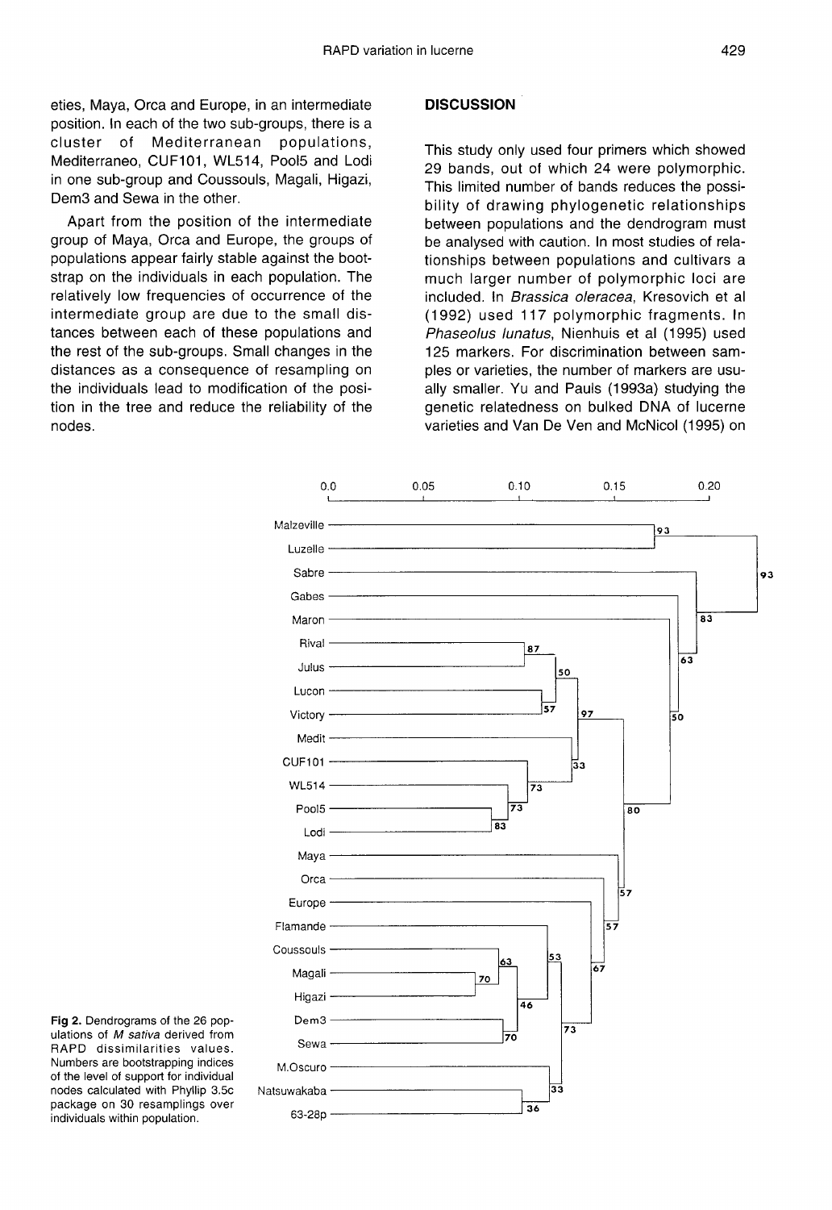eties, Maya, Orca and Europe, in an intermediate position. In each of the two sub-groups, there is a cluster of Mediterranean populations, Mediterraneo, CUF101, WL514, Pool5 and Lodi in one sub-group and Coussouls, Magali, Higazi, Dem3 and Sewa in the other.

Apart from the position of the intermediate group of Maya, Orca and Europe, the groups of populations appear fairly stable against the bootstrap on the individuals in each population. The relatively low frequencies of occurrence of the intermediate group are due to the small distances between each of these populations and the rest of the sub-groups. Small changes in the distances as a consequence of resampling on the individuals lead to modification of the position in the tree and reduce the reliability of the nodes.

## DISCUSSION

This study only used four primers which showed 29 bands, out of which 24 were polymorphic. This limited number of bands reduces the possibility of drawing phylogenetic relationships between populations and the dendrogram must be analysed with caution. In most studies of relationships between populations and cultivars a much larger number of polymorphic loci are included. In *Brassica oleracea*, Kresovich et al (1992) used 117 polymorphic fragments. In *Phaseolus lunatus*, Nienhuis et al (1995) used 125 markers. For discrimination between samples or varieties, the number of markers are usually smaller. Yu and Pauls (1993a) studying the genetic relatedness on bulked DNA of lucerne varieties and Van De Ven and McNicol (1995) on

**Fig 2.** Dendrograms of the 26 populations of *M sativa* derived from RAPD dissimilarities values. Numbers are bootstrapping indices of the level of support for individual nodes calculated with Phyllip 3.5c package on 30 resamplings over individuals within population.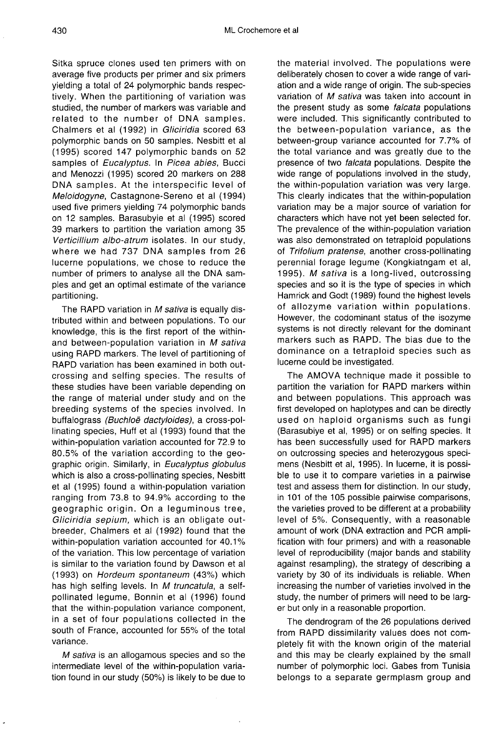Sitka spruce clones used ten primers with on average five products per primer and six primers yielding a total of 24 polymorphic bands respectively. When the partitioning of variation was studied, the number of markers was variable and related to the number of DNA samples. Chalmers et al (1992) in *Gliciridia* scored 63 polymorphic bands on 50 samples. Nesbitt et al (1995) scored 147 polymorphic bands on 52 samples of *Eucalyptus*. In *Picea abies*, Bucci and Menozzi (1995) scored 20 markers on 288 DNA samples. At the interspecific level of *Meloidogyne*, Castagnone-Sereno et al (1994) used five primers yielding 74 polymorphic bands on 12 samples. Barasubyie et al (1995) scored 39 markers to partition the variation among 35 *Verticillium albo-atrum* isolates. In our study, where we had 737 DNA samples from 26 lucerne populations, we chose to reduce the number of primers to analyse all the DNA samples and get an optimal estimate of the variance partitioning.

The RAPD variation in *M sativa* is equally distributed within and between populations. To our knowledge, this is the first report of the within- and between-population variation in *M sativa* using RAPD markers. The level of partitioning of RAPD variation has been examined in both outcrossing and selfing species. The results of these studies have been variable depending on the range of material under study and on the breeding systems of the species involved. In buffalograss (*Buchloë dactyloides)*, a cross-pollinating species, Huff et al (1993) found that the within-population variation accounted for 72.9 to 80.5% of the variation according to the geographic origin. Similarly, in *Eucalyptus globulus* which is also a cross-pollinating species, Nesbitt et al (1995) found a within-population variation ranging from 73.8 to 94.9% according to the geographic origin. On a leguminous tree, *Gliciridia sepium,* which is an obligate outbreeder, Chalmers et al (1992) found that the within-population variation accounted for 40.1% of the variation. This low percentage of variation is similar to the variation found by Dawson et al (1993) on *Hordeum spontaneum* (43%) which has high selfing levels. In *M truncatula*, a self-pollinated legume, Bonnin et al (1996) found that the within-population variance component, in a set of four populations collected in the south of France, accounted for 55% of the total variance.

*M sativa* is an allogamous species and so the intermediate level of the within-population variation found in our study (50%) is likely to be due to the material involved. The populations were deliberately chosen to cover a wide range of variation and a wide range of origin. The sub-species variation of *M sativa* was taken into account in the present study as some *falcata* populations were included. This significantly contributed to the between-population variance, as the between-group variance accounted for 7.7% of the total variance and was greatly due to the presence of two *falcata* populations. Despite the wide range of populations involved in the study, the within-population variation was very large. This clearly indicates that the within-population variation may be a major source of variation for characters which have not yet been selected for. The prevalence of the within-population variation was also demonstrated on tetraploid populations of *Trifolium pratense*, another cross-pollinating perennial forage legume (Kongkiatngam et al, 1995). *M sativa* is a long-lived, outcrossing species and so it is the type of species in which Hamrick and Godt (1989) found the highest levels of allozyme variation within populations. However, the codominant status of the isozyme systems is not directly relevant for the dominant markers such as RAPD. The bias due to the dominance on a tetraploid species such as lucerne could be investigated.

The AMOVA technique made it possible to partition the variation for RAPD markers within and between populations. This approach was first developed on haplotypes and can be directly used on haploid organisms such as fungi (Barasubiye et al, 1995) or on selfing species. It has been successfully used for RAPD markers on outcrossing species and heterozygous specimens (Nesbitt et al, 1995). In lucerne, it is possible to use it to compare varieties in a pairwise test and assess them for distinction. In our study, in 101 of the 105 possible pairwise comparisons, the varieties proved to be different at a probability level of 5%. Consequently, with a reasonable amount of work (DNA extraction and PCR amplification with four primers) and with a reasonable level of reproducibility (major bands and stability against resampling), the strategy of describing a variety by 30 of its individuals is reliable. When increasing the number of varieties involved in the study, the number of primers will need to be larger but only in a reasonable proportion.

The dendrogram of the 26 populations derived from RAPD dissimilarity values does not completely fit with the known origin of the material and this may be clearly explained by the small number of polymorphic loci. Gabes from Tunisia belongs to a separate germplasm group and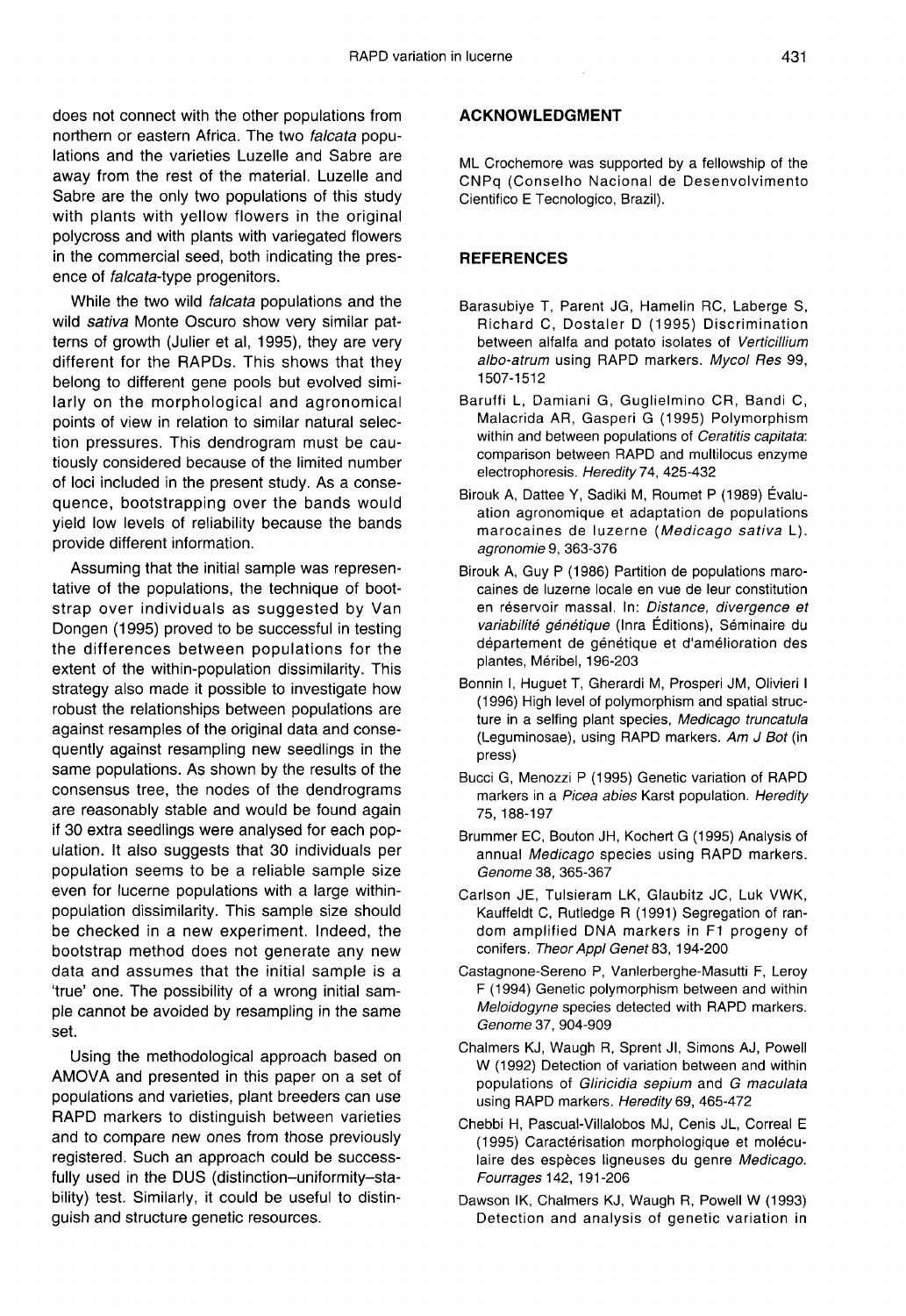does not connect with the other populations from northern or eastern Africa. The two *falcata* populations and the varieties Luzelle and Sabre are away from the rest of the material. Luzelle and Sabre are the only two populations of this study with plants with yellow flowers in the original polycross and with plants with variegated flowers in the commercial seed, both indicating the presence of *falcata*-type progenitors.

While the two wild *falcata* populations and the wild *sativa* Monte Oscuro show very similar patterns of growth (Julier et al, 1995), they are very different for the RAPDs. This shows that they belong to different gene pools but evolved similarly on the morphological and agronomical points of view in relation to similar natural selection pressures. This dendrogram must be cautiously considered because of the limited number of loci included in the present study. As a consequence, bootstrapping over the bands would yield low levels of reliability because the bands provide different information.

Assuming that the initial sample was representative of the populations, the technique of bootstrap over individuals as suggested by Van Dongen (1995) proved to be successful in testing the differences between populations for the extent of the within-population dissimilarity. This strategy also made it possible to investigate how robust the relationships between populations are against resamples of the original data and consequently against resampling new seedlings in the same populations. As shown by the results of the consensus tree, the nodes of the dendrograms are reasonably stable and would be found again if 30 extra seedlings were analysed for each population. It also suggests that 30 individuals per population seems to be a reliable sample size even for lucerne populations with a large within-population dissimilarity. This sample size should be checked in a new experiment. Indeed, the bootstrap method does not generate any new data and assumes that the initial sample is a 'true' one. The possibility of a wrong initial sample cannot be avoided by resampling in the same set.

Using the methodological approach based on AMOVA and presented in this paper on a set of populations and varieties, plant breeders can use RAPD markers to distinguish between varieties and to compare new ones from those previously registered. Such an approach could be successfully used in the DUS (distinction–uniformity–stability) test. Similarly, it could be useful to distinguish and structure genetic resources.

## ACKNOWLEDGMENT

ML Crochemore was supported by a fellowship of the CNPq (Conselho Nacional de Desenvolvimento Cientifico E Tecnologico, Brazil).

## REFERENCES

Barasubiye T, Parent JG, Hamelin RC, Laberge S, Richard C, Dostaler D (1995) Discrimination between alfalfa and potato isolates of *Verticillium albo-atrum* using RAPD markers. *Mycol Res* 99, 1507-1512

Baruffi L, Damiani G, Guglielmino CR, Bandi C, Malacrida AR, Gasperi G (1995) Polymorphism within and between populations of *Ceratitis capitata*: comparison between RAPD and multilocus enzyme electrophoresis. *Heredity* 74, 425-432

Birouk A, Dattee Y, Sadiki M, Roumet P (1989) Évaluation agronomique et adaptation de populations marocaines de luzerne (*Medicago sativa* L). *agronomie* 9, 363-376

Birouk A, Guy P (1986) Partition de populations marocaines de luzerne locale en vue de leur constitution en réservoir massal. In: *Distance, divergence et variabilité génétique* (Inra Éditions), Séminaire du département de génétique et d'amélioration des plantes, Méribel, 196-203

Bonnin I, Huguet T, Gherardi M, Prosperi JM, Olivieri I (1996) High level of polymorphism and spatial structure in a selfing plant species, *Medicago truncatula* (Leguminosae), using RAPD markers. *Am J Bot* (in press)

Bucci G, Menozzi P (1995) Genetic variation of RAPD markers in a *Picea abies* Karst population. *Heredity* 75, 188-197

Brummer EC, Bouton JH, Kochert G (1995) Analysis of annual *Medicago* species using RAPD markers. *Genome* 38, 365-367

Carlson JE, Tulsieram LK, Glaubitz JC, Luk VWK, Kauffeldt C, Rutledge R (1991) Segregation of random amplified DNA markers in F1 progeny of conifers. *Theor Appl Genet* 83, 194-200

Castagnone-Sereno P, Vanlerberghe-Masutti F, Leroy F (1994) Genetic polymorphism between and within *Meloidogyne* species detected with RAPD markers. *Genome* 37, 904-909

Chalmers KJ, Waugh R, Sprent JI, Simons AJ, Powell W (1992) Detection of variation between and within populations of *Gliricidia sepium* and *G maculata* using RAPD markers. *Heredity* 69, 465-472

Chebbi H, Pascual-Villalobos MJ, Cenis JL, Correal E (1995) Caractérisation morphologique et moléculaire des espèces ligneuses du genre *Medicago*. *Fourrages* 142, 191-206

Dawson IK, Chalmers KJ, Waugh R, Powell W (1993) Detection and analysis of genetic variation in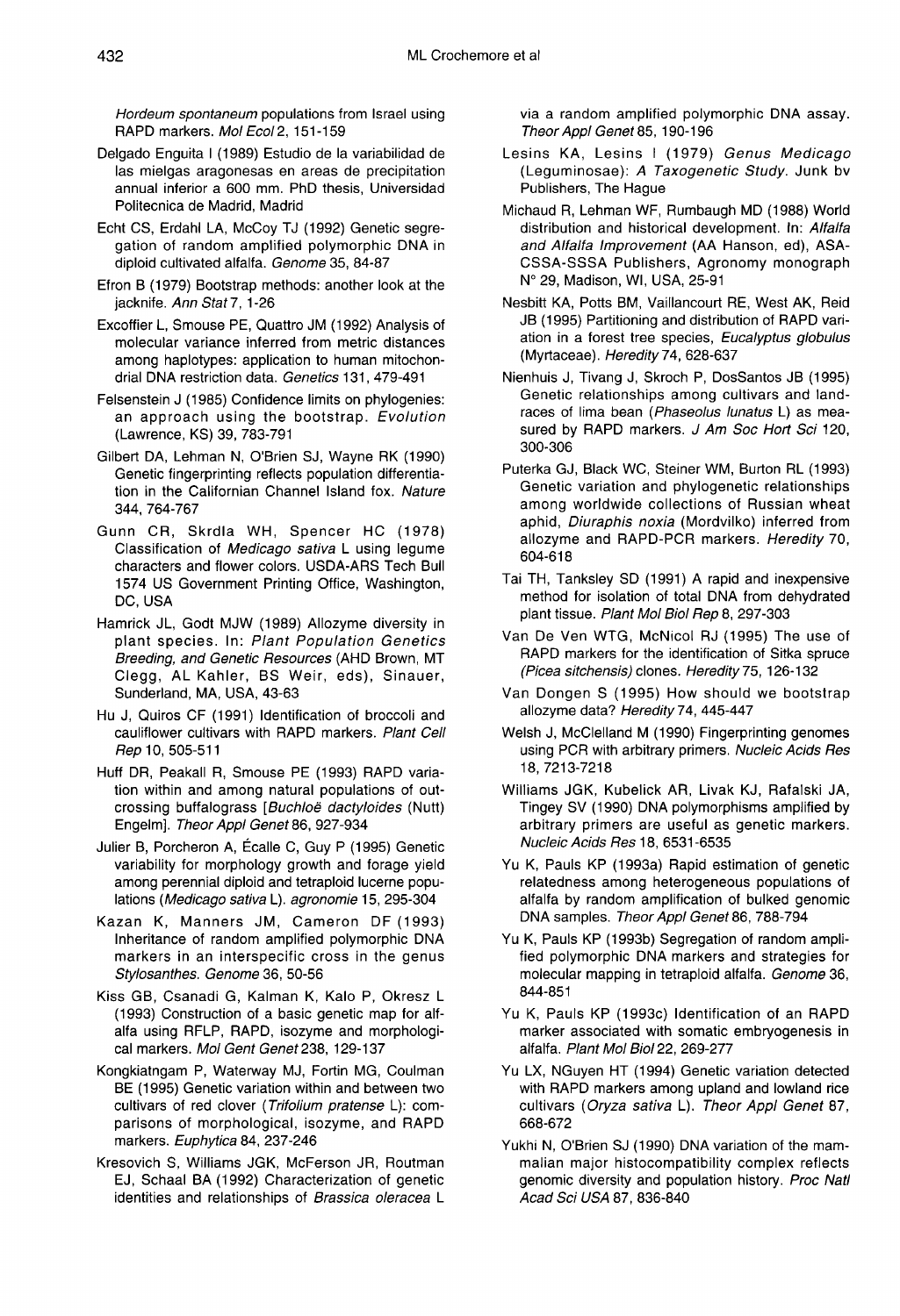*Hordeum spontaneum* populations from Israel using RAPD markers. *Mol Ecol* 2, 151-159

Delgado Enguita I (1989) Estudio de la variabilidad de las mielgas aragonesas en areas de precipitation annual inferior a 600 mm. PhD thesis, Universidad Politecnica de Madrid, Madrid

Echt CS, Erdahl LA, McCoy TJ (1992) Genetic segregation of random amplified polymorphic DNA in diploid cultivated alfalfa. *Genome* 35, 84-87

Efron B (1979) Bootstrap methods: another look at the jacknife. *Ann Stat* 7, 1-26

Excoffier L, Smouse PE, Quattro JM (1992) Analysis of molecular variance inferred from metric distances among haplotypes: application to human mitochondrial DNA restriction data. *Genetics* 131, 479-491

Felsenstein J (1985) Confidence limits on phylogenies: an approach using the bootstrap. *Evolution* (Lawrence, KS) 39, 783-791

Gilbert DA, Lehman N, O'Brien SJ, Wayne RK (1990) Genetic fingerprinting reflects population differentiation in the Californian Channel Island fox. *Nature* 344, 764-767

Gunn CR, Skrdla WH, Spencer HC (1978) Classification of *Medicago sativa* L using legume characters and flower colors. USDA-ARS Tech Bull 1574 US Government Printing Office, Washington, DC, USA

Hamrick JL, Godt MJW (1989) Allozyme diversity in plant species. In: *Plant Population Genetics Breeding, and Genetic Resources* (AHD Brown, MT Clegg, AL Kahler, BS Weir, eds), Sinauer, Sunderland, MA, USA, 43-63

Hu J, Quiros CF (1991) Identification of broccoli and cauliflower cultivars with RAPD markers. *Plant Cell Rep* 10, 505-511

Huff DR, Peakall R, Smouse PE (1993) RAPD variation within and among natural populations of outcrossing buffalograss [*Buchloë dactyloides* (Nutt) Engelm]. *Theor Appl Genet* 86, 927-934

Julier B, Porcheron A, Écalle C, Guy P (1995) Genetic variability for morphology growth and forage yield among perennial diploid and tetraploid lucerne populations (*Medicago sativa* L). *agronomie* 15, 295-304

Kazan K, Manners JM, Cameron DF (1993) Inheritance of random amplified polymorphic DNA markers in an interspecific cross in the genus *Stylosanthes*. *Genome* 36, 50-56

Kiss GB, Csanadi G, Kalman K, Kalo P, Okresz L (1993) Construction of a basic genetic map for alfalfa using RFLP, RAPD, isozyme and morphological markers. *Mol Gent Genet* 238, 129-137

Kongkiatngam P, Waterway MJ, Fortin MG, Coulman BE (1995) Genetic variation within and between two cultivars of red clover (*Trifolium pratense* L): comparisons of morphological, isozyme, and RAPD markers. *Euphytica* 84, 237-246

Kresovich S, Williams JGK, McFerson JR, Routman EJ, Schaal BA (1992) Characterization of genetic identities and relationships of *Brassica oleracea* L via a random amplified polymorphic DNA assay. *Theor Appl Genet* 85, 190-196

Lesins KA, Lesins I (1979) *Genus Medicago* (Leguminosae): *A Taxogenetic Study*. Junk bv Publishers, The Hague

Michaud R, Lehman WF, Rumbaugh MD (1988) World distribution and historical development. In: *Alfalfa and Alfalfa Improvement* (AA Hanson, ed), ASA-CSSA-SSSA Publishers, Agronomy monograph N° 29, Madison, WI, USA, 25-91

Nesbitt KA, Potts BM, Vaillancourt RE, West AK, Reid JB (1995) Partitioning and distribution of RAPD variation in a forest tree species, *Eucalyptus globulus* (Myrtaceae). *Heredity* 74, 628-637

Nienhuis J, Tivang J, Skroch P, DosSantos JB (1995) Genetic relationships among cultivars and landraces of lima bean (*Phaseolus lunatus* L) as measured by RAPD markers. *J Am Soc Hort Sci* 120, 300-306

Puterka GJ, Black WC, Steiner WM, Burton RL (1993) Genetic variation and phylogenetic relationships among worldwide collections of Russian wheat aphid, *Diuraphis noxia* (Mordvilko) inferred from allozyme and RAPD-PCR markers. *Heredity* 70, 604-618

Tai TH, Tanksley SD (1991) A rapid and inexpensive method for isolation of total DNA from dehydrated plant tissue. *Plant Mol Biol Rep* 8, 297-303

Van De Ven WTG, McNicol RJ (1995) The use of RAPD markers for the identification of Sitka spruce (*Picea sitchensis*) clones. *Heredity* 75, 126-132

Van Dongen S (1995) How should we bootstrap allozyme data? *Heredity* 74, 445-447

Welsh J, McClelland M (1990) Fingerprinting genomes using PCR with arbitrary primers. *Nucleic Acids Res* 18, 7213-7218

Williams JGK, Kubelick AR, Livak KJ, Rafalski JA, Tingey SV (1990) DNA polymorphisms amplified by arbitrary primers are useful as genetic markers. *Nucleic Acids Res* 18, 6531-6535

Yu K, Pauls KP (1993a) Rapid estimation of genetic relatedness among heterogeneous populations of alfalfa by random amplification of bulked genomic DNA samples. *Theor Appl Genet* 86, 788-794

Yu K, Pauls KP (1993b) Segregation of random amplified polymorphic DNA markers and strategies for molecular mapping in tetraploid alfalfa. *Genome* 36, 844-851

Yu K, Pauls KP (1993c) Identification of an RAPD marker associated with somatic embryogenesis in alfalfa. *Plant Mol Biol* 22, 269-277

Yu LX, NGuyen HT (1994) Genetic variation detected with RAPD markers among upland and lowland rice cultivars (*Oryza sativa* L). *Theor Appl Genet* 87, 668-672

Yukhi N, O'Brien SJ (1990) DNA variation of the mammalian major histocompatibility complex reflects genomic diversity and population history. *Proc Natl Acad Sci USA* 87, 836-840